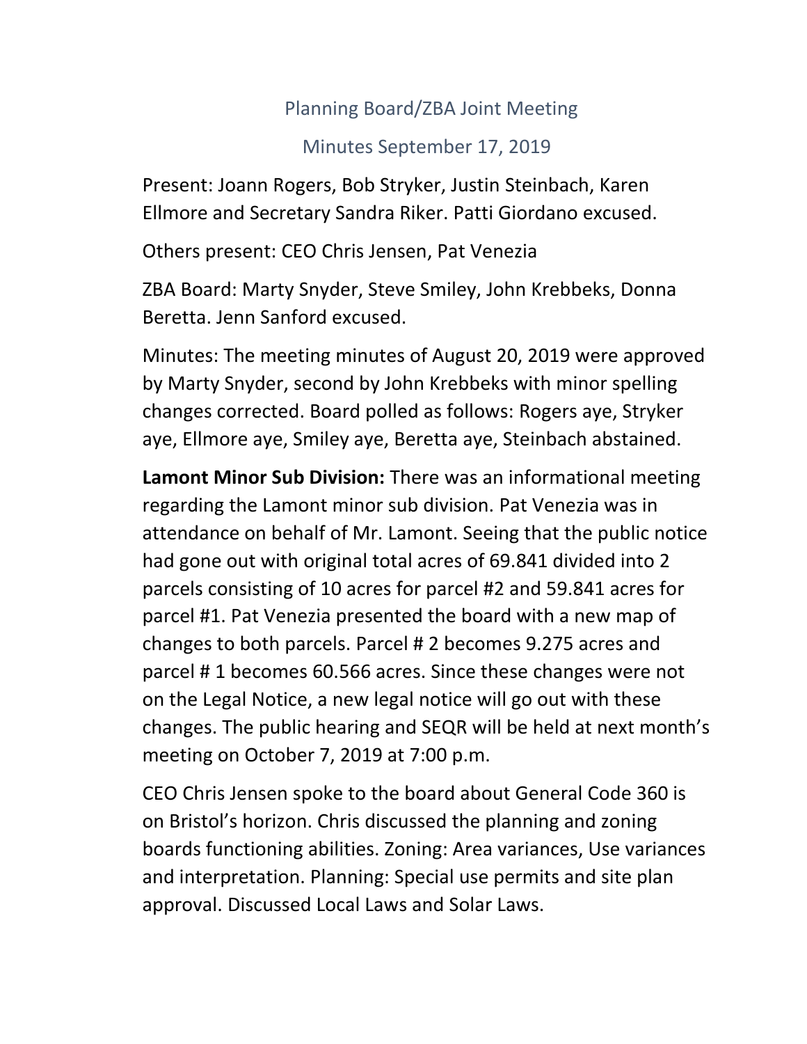# Planning Board/ZBA Joint Meeting

## Minutes September 17, 2019

Present: Joann Rogers, Bob Stryker, Justin Steinbach, Karen Ellmore and Secretary Sandra Riker. Patti Giordano excused.

Others present: CEO Chris Jensen, Pat Venezia

ZBA Board: Marty Snyder, Steve Smiley, John Krebbeks, Donna Beretta. Jenn Sanford excused.

Minutes: The meeting minutes of August 20, 2019 were approved by Marty Snyder, second by John Krebbeks with minor spelling changes corrected. Board polled as follows: Rogers aye, Stryker aye, Ellmore aye, Smiley aye, Beretta aye, Steinbach abstained.

**Lamont Minor Sub Division:** There was an informational meeting regarding the Lamont minor sub division. Pat Venezia was in attendance on behalf of Mr. Lamont. Seeing that the public notice had gone out with original total acres of 69.841 divided into 2 parcels consisting of 10 acres for parcel #2 and 59.841 acres for parcel #1. Pat Venezia presented the board with a new map of changes to both parcels. Parcel # 2 becomes 9.275 acres and parcel # 1 becomes 60.566 acres. Since these changes were not on the Legal Notice, a new legal notice will go out with these changes. The public hearing and SEQR will be held at next month's meeting on October 7, 2019 at 7:00 p.m.

CEO Chris Jensen spoke to the board about General Code 360 is on Bristol's horizon. Chris discussed the planning and zoning boards functioning abilities. Zoning: Area variances, Use variances and interpretation. Planning: Special use permits and site plan approval. Discussed Local Laws and Solar Laws.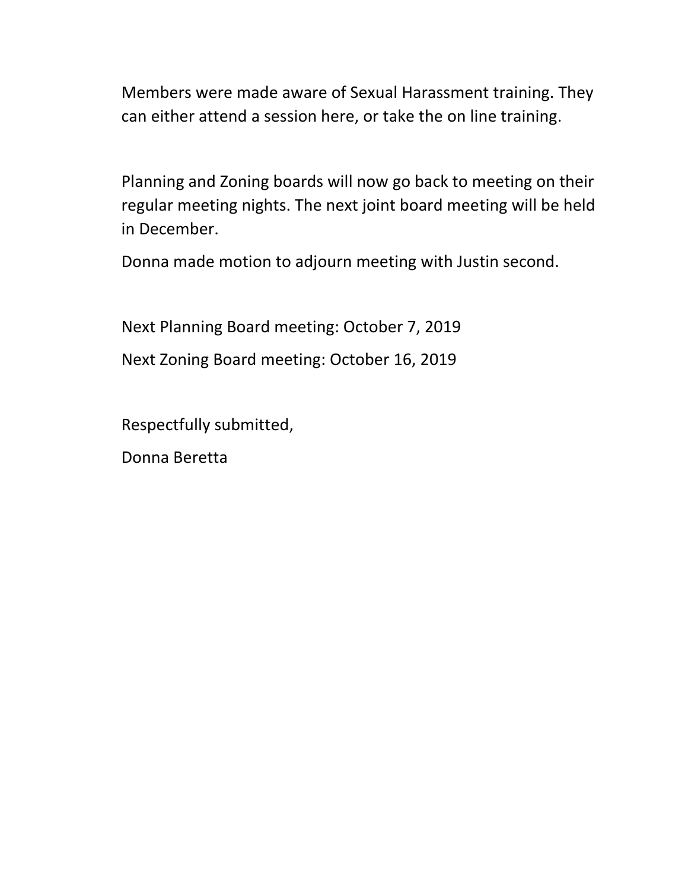Members were made aware of Sexual Harassment training. They can either attend a session here, or take the on line training.

Planning and Zoning boards will now go back to meeting on their regular meeting nights. The next joint board meeting will be held in December.

Donna made motion to adjourn meeting with Justin second.

Next Planning Board meeting: October 7, 2019

Next Zoning Board meeting: October 16, 2019

Respectfully submitted,

Donna Beretta